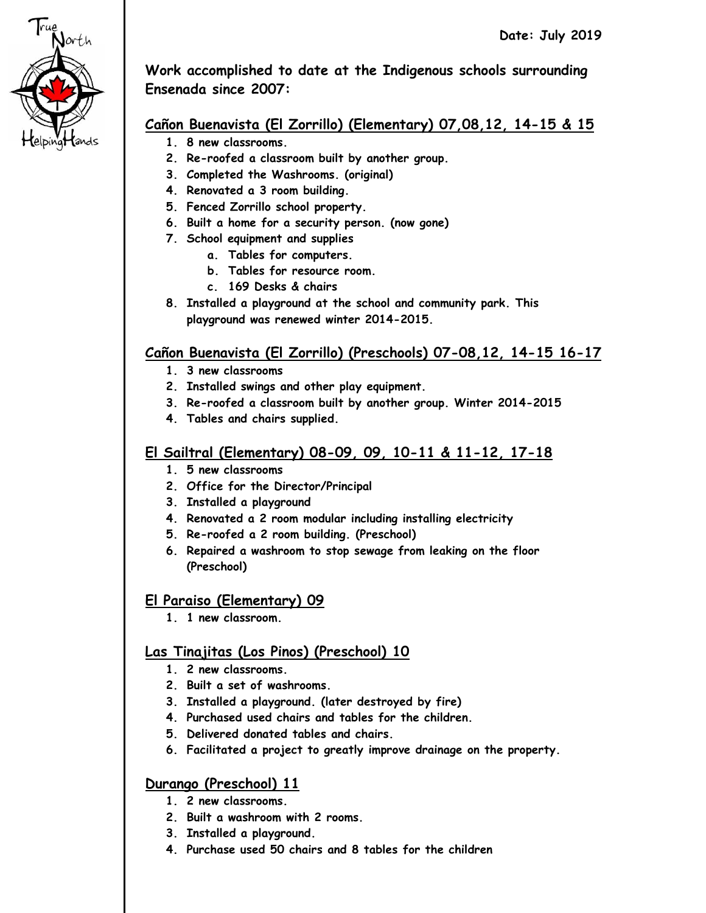Date: July 2019

**Work accomplished to date at the Indigenous schools surrounding Ensenada since 2007:**

## Cañon Buenavista (El Zorrillo) (Elementary) 07,08,12, 14-15 & 15

1. 8 new classrooms.
2. Re-roofed a classroom built by another group.
3. Completed the Washrooms. (original)
4. Renovated a 3 room building.
5. Fenced Zorrillo school property.
6. Built a home for a security person. (now gone)
7. School equipment and supplies
   a. Tables for computers.
   b. Tables for resource room.
   c. 169 Desks & chairs
8. Installed a playground at the school and community park. This playground was renewed winter 2014-2015.

## Cañon Buenavista (El Zorrillo) (Preschools) 07-08,12, 14-15 16-17

1. 3 new classrooms
2. Installed swings and other play equipment.
3. Re-roofed a classroom built by another group. Winter 2014-2015
4. Tables and chairs supplied.

## El Sailtral (Elementary) 08-09, 09, 10-11 & 11-12, 17-18

1. 5 new classrooms
2. Office for the Director/Principal
3. Installed a playground
4. Renovated a 2 room modular including installing electricity
5. Re-roofed a 2 room building. (Preschool)
6. Repaired a washroom to stop sewage from leaking on the floor (Preschool)

## El Paraiso (Elementary) 09

1. 1 new classroom.

## Las Tinajitas (Los Pinos) (Preschool) 10

1. 2 new classrooms.
2. Built a set of washrooms.
3. Installed a playground. (later destroyed by fire)
4. Purchased used chairs and tables for the children.
5. Delivered donated tables and chairs.
6. Facilitated a project to greatly improve drainage on the property.

## Durango (Preschool) 11

1. 2 new classrooms.
2. Built a washroom with 2 rooms.
3. Installed a playground.
4. Purchase used 50 chairs and 8 tables for the children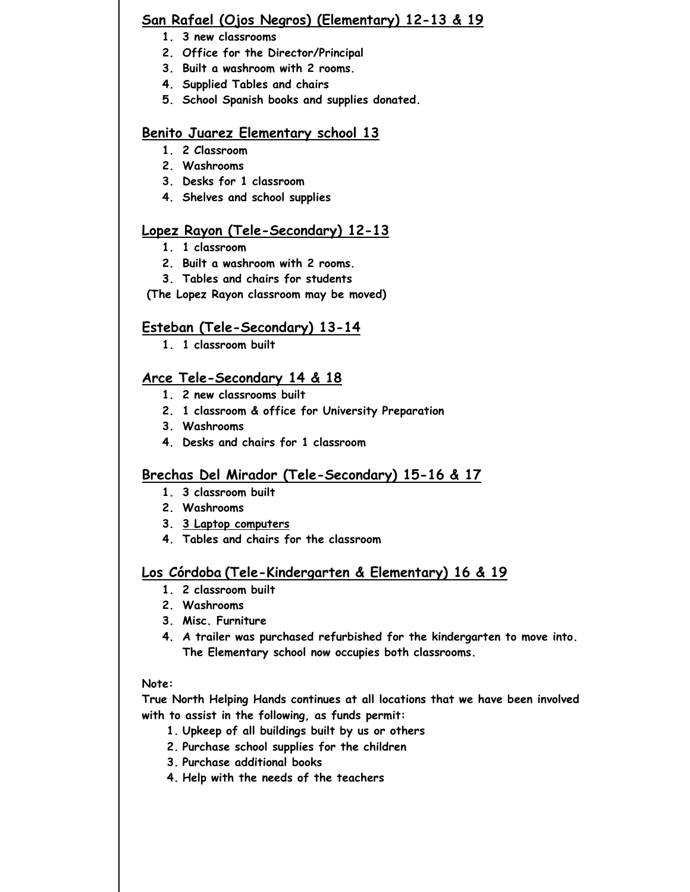## San Rafael (Ojos Negros) (Elementary) 12-13 & 19

1. 3 new classrooms
2. Office for the Director/Principal
3. Built a washroom with 2 rooms.
4. Supplied Tables and chairs
5. School Spanish books and supplies donated.

## Benito Juarez Elementary school 13

1. 2 Classroom
2. Washrooms
3. Desks for 1 classroom
4. Shelves and school supplies

## Lopez Rayon (Tele-Secondary) 12-13

1. 1 classroom
2. Built a washroom with 2 rooms.
3. Tables and chairs for students

(The Lopez Rayon classroom may be moved)

## Esteban (Tele-Secondary) 13-14

1. 1 classroom built

## Arce Tele-Secondary 14 & 18

1. 2 new classrooms built
2. 1 classroom & office for University Preparation
3. Washrooms
4. Desks and chairs for 1 classroom

## Brechas Del Mirador (Tele-Secondary) 15-16 & 17

1. 3 classroom built
2. Washrooms
3. 3 Laptop computers
4. Tables and chairs for the classroom

## Los Córdoba (Tele-Kindergarten & Elementary) 16 & 19

1. 2 classroom built
2. Washrooms
3. Misc. Furniture
4. A trailer was purchased refurbished for the kindergarten to move into. The Elementary school now occupies both classrooms.

**Note:**

**True North Helping Hands continues at all locations that we have been involved with to assist in the following, as funds permit:**

1. Upkeep of all buildings built by us or others
2. Purchase school supplies for the children
3. Purchase additional books
4. Help with the needs of the teachers